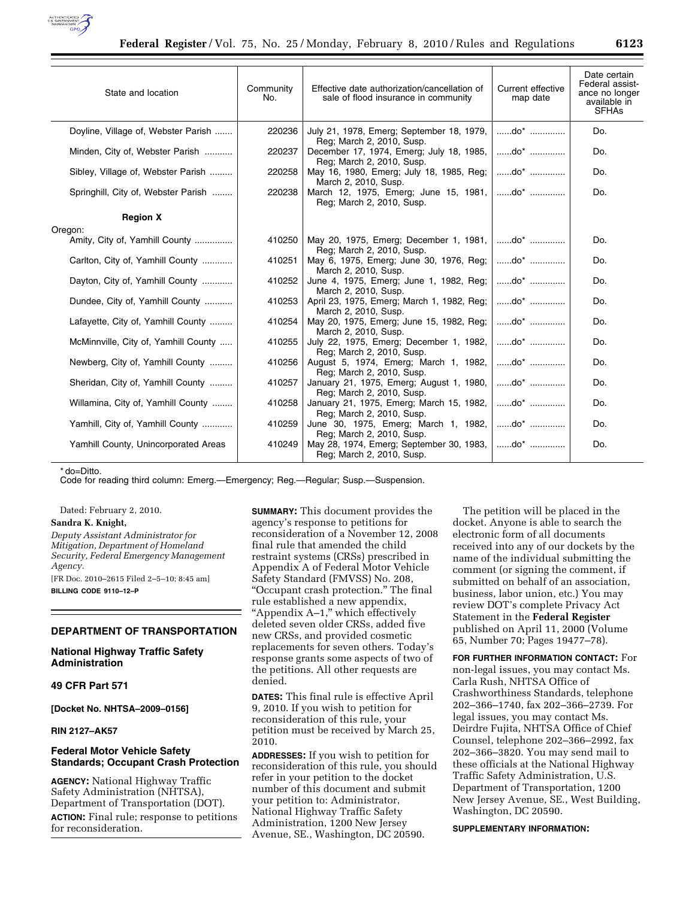| State and location | Community No. | Effective date authorization/cancellation of sale of flood insurance in community | Current effective map date | Date certain Federal assistance no longer available in SFHAs |
|---|---|---|---|---|
| Doyline, Village of, Webster Parish | 220236 | July 21, 1978, Emerg; September 18, 1979, Reg; March 2, 2010, Susp. | ......do* | Do. |
| Minden, City of, Webster Parish | 220237 | December 17, 1974, Emerg; July 18, 1985, Reg; March 2, 2010, Susp. | ......do* | Do. |
| Sibley, Village of, Webster Parish | 220258 | May 16, 1980, Emerg; July 18, 1985, Reg; March 2, 2010, Susp. | ......do* | Do. |
| Springhill, City of, Webster Parish | 220238 | March 12, 1975, Emerg; June 15, 1981, Reg; March 2, 2010, Susp. | ......do* | Do. |
| **Region X** | | | | |
| Oregon: | | | | |
| Amity, City of, Yamhill County | 410250 | May 20, 1975, Emerg; December 1, 1981, Reg; March 2, 2010, Susp. | ......do* | Do. |
| Carlton, City of, Yamhill County | 410251 | May 6, 1975, Emerg; June 30, 1976, Reg; March 2, 2010, Susp. | ......do* | Do. |
| Dayton, City of, Yamhill County | 410252 | June 4, 1975, Emerg; June 1, 1982, Reg; March 2, 2010, Susp. | ......do* | Do. |
| Dundee, City of, Yamhill County | 410253 | April 23, 1975, Emerg; March 1, 1982, Reg; March 2, 2010, Susp. | ......do* | Do. |
| Lafayette, City of, Yamhill County | 410254 | May 20, 1975, Emerg; June 15, 1982, Reg; March 2, 2010, Susp. | ......do* | Do. |
| McMinnville, City of, Yamhill County | 410255 | July 22, 1975, Emerg; December 1, 1982, Reg; March 2, 2010, Susp. | ......do* | Do. |
| Newberg, City of, Yamhill County | 410256 | August 5, 1974, Emerg; March 1, 1982, Reg; March 2, 2010, Susp. | ......do* | Do. |
| Sheridan, City of, Yamhill County | 410257 | January 21, 1975, Emerg; August 1, 1980, Reg; March 2, 2010, Susp. | ......do* | Do. |
| Willamina, City of, Yamhill County | 410258 | January 21, 1975, Emerg; March 15, 1982, Reg; March 2, 2010, Susp. | ......do* | Do. |
| Yamhill, City of, Yamhill County | 410259 | June 30, 1975, Emerg; March 1, 1982, Reg; March 2, 2010, Susp. | ......do* | Do. |
| Yamhill County, Unincorporated Areas | 410249 | May 28, 1974, Emerg; September 30, 1983, Reg; March 2, 2010, Susp. | ......do* | Do. |

* do=Ditto.

Code for reading third column: Emerg.—Emergency; Reg.—Regular; Susp.—Suspension.

Dated: February 2, 2010.

**Sandra K. Knight,**

*Deputy Assistant Administrator for Mitigation, Department of Homeland Security, Federal Emergency Management Agency.*

[FR Doc. 2010–2615 Filed 2–5–10; 8:45 am]

**BILLING CODE 9110–12–P**

## DEPARTMENT OF TRANSPORTATION

### National Highway Traffic Safety Administration

### 49 CFR Part 571

**[Docket No. NHTSA–2009–0156]**

**RIN 2127–AK57**

### Federal Motor Vehicle Safety Standards; Occupant Crash Protection

**AGENCY:** National Highway Traffic Safety Administration (NHTSA), Department of Transportation (DOT).

**ACTION:** Final rule; response to petitions for reconsideration.

**SUMMARY:** This document provides the agency's response to petitions for reconsideration of a November 12, 2008 final rule that amended the child restraint systems (CRSs) prescribed in Appendix A of Federal Motor Vehicle Safety Standard (FMVSS) No. 208, "Occupant crash protection." The final rule established a new appendix, "Appendix A–1," which effectively deleted seven older CRSs, added five new CRSs, and provided cosmetic replacements for seven others. Today's response grants some aspects of two of the petitions. All other requests are denied.

**DATES:** This final rule is effective April 9, 2010. If you wish to petition for reconsideration of this rule, your petition must be received by March 25, 2010.

**ADDRESSES:** If you wish to petition for reconsideration of this rule, you should refer in your petition to the docket number of this document and submit your petition to: Administrator, National Highway Traffic Safety Administration, 1200 New Jersey Avenue, SE., Washington, DC 20590.

The petition will be placed in the docket. Anyone is able to search the electronic form of all documents received into any of our dockets by the name of the individual submitting the comment (or signing the comment, if submitted on behalf of an association, business, labor union, etc.) You may review DOT's complete Privacy Act Statement in the **Federal Register** published on April 11, 2000 (Volume 65, Number 70; Pages 19477–78).

**FOR FURTHER INFORMATION CONTACT:** For non-legal issues, you may contact Ms. Carla Rush, NHTSA Office of Crashworthiness Standards, telephone 202–366–1740, fax 202–366–2739. For legal issues, you may contact Ms. Deirdre Fujita, NHTSA Office of Chief Counsel, telephone 202–366–2992, fax 202–366–3820. You may send mail to these officials at the National Highway Traffic Safety Administration, U.S. Department of Transportation, 1200 New Jersey Avenue, SE., West Building, Washington, DC 20590.

**SUPPLEMENTARY INFORMATION:**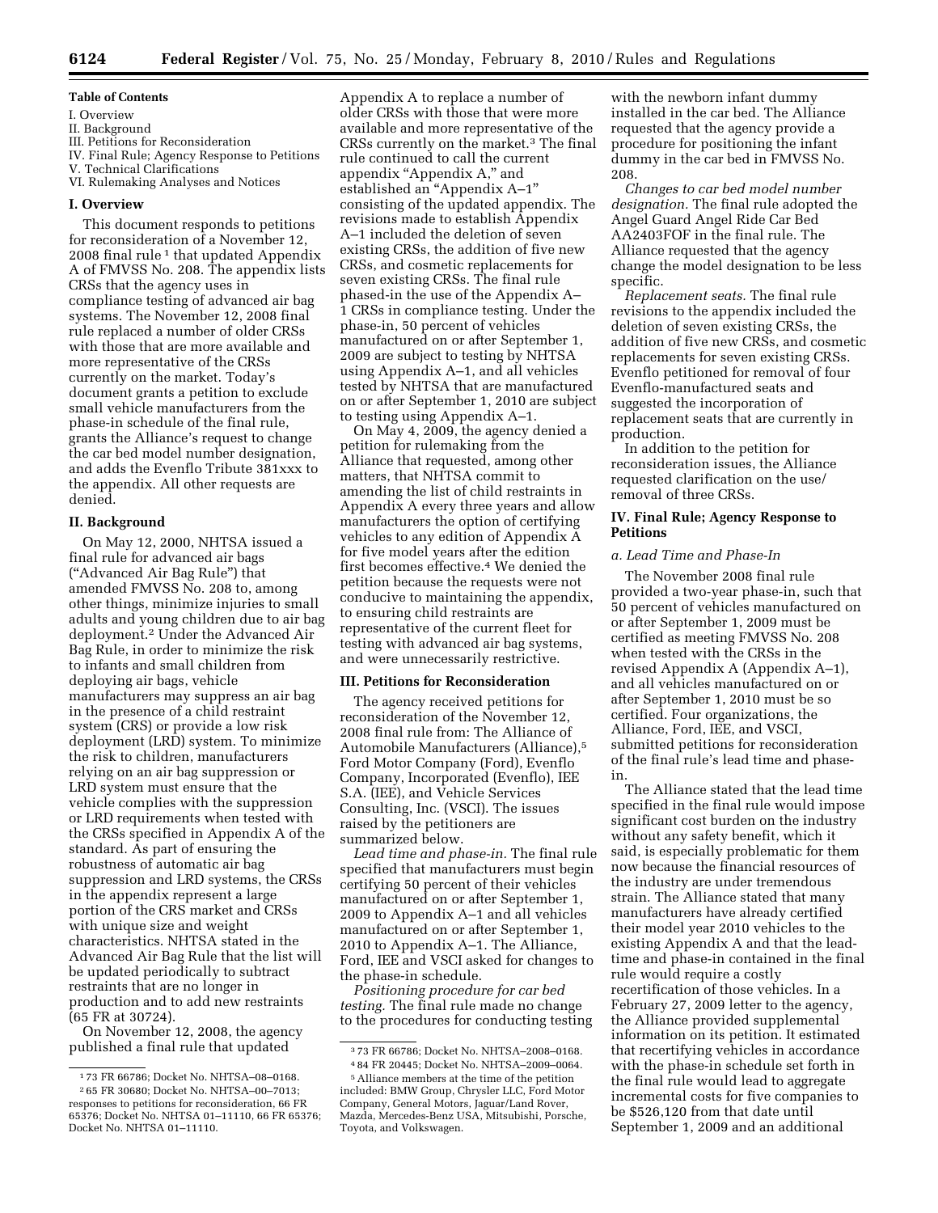**Table of Contents**

I. Overview
II. Background
III. Petitions for Reconsideration
IV. Final Rule; Agency Response to Petitions
V. Technical Clarifications
VI. Rulemaking Analyses and Notices

## I. Overview

This document responds to petitions for reconsideration of a November 12, 2008 final rule [1] that updated Appendix A of FMVSS No. 208. The appendix lists CRSs that the agency uses in compliance testing of advanced air bag systems. The November 12, 2008 final rule replaced a number of older CRSs with those that are more available and more representative of the CRSs currently on the market. Today's document grants a petition to exclude small vehicle manufacturers from the phase-in schedule of the final rule, grants the Alliance's request to change the car bed model number designation, and adds the Evenflo Tribute 381xxx to the appendix. All other requests are denied.

## II. Background

On May 12, 2000, NHTSA issued a final rule for advanced air bags ("Advanced Air Bag Rule") that amended FMVSS No. 208 to, among other things, minimize injuries to small adults and young children due to air bag deployment.[2] Under the Advanced Air Bag Rule, in order to minimize the risk to infants and small children from deploying air bags, vehicle manufacturers may suppress an air bag in the presence of a child restraint system (CRS) or provide a low risk deployment (LRD) system. To minimize the risk to children, manufacturers relying on an air bag suppression or LRD system must ensure that the vehicle complies with the suppression or LRD requirements when tested with the CRSs specified in Appendix A of the standard. As part of ensuring the robustness of automatic air bag suppression and LRD systems, the CRSs in the appendix represent a large portion of the CRS market and CRSs with unique size and weight characteristics. NHTSA stated in the Advanced Air Bag Rule that the list will be updated periodically to subtract restraints that are no longer in production and to add new restraints (65 FR at 30724).

On November 12, 2008, the agency published a final rule that updated Appendix A to replace a number of older CRSs with those that were more available and more representative of the CRSs currently on the market.[3] The final rule continued to call the current appendix "Appendix A," and established an "Appendix A–1" consisting of the updated appendix. The revisions made to establish Appendix A–1 included the deletion of seven existing CRSs, the addition of five new CRSs, and cosmetic replacements for seven existing CRSs. The final rule phased-in the use of the Appendix A–1 CRSs in compliance testing. Under the phase-in, 50 percent of vehicles manufactured on or after September 1, 2009 are subject to testing by NHTSA using Appendix A–1, and all vehicles tested by NHTSA that are manufactured on or after September 1, 2010 are subject to testing using Appendix A–1.

On May 4, 2009, the agency denied a petition for rulemaking from the Alliance that requested, among other matters, that NHTSA commit to amending the list of child restraints in Appendix A every three years and allow manufacturers the option of certifying vehicles to any edition of Appendix A for five model years after the edition first becomes effective.[4] We denied the petition because the requests were not conducive to maintaining the appendix, to ensuring child restraints are representative of the current fleet for testing with advanced air bag systems, and were unnecessarily restrictive.

## III. Petitions for Reconsideration

The agency received petitions for reconsideration of the November 12, 2008 final rule from: The Alliance of Automobile Manufacturers (Alliance),[5] Ford Motor Company (Ford), Evenflo Company, Incorporated (Evenflo), IEE S.A. (IEE), and Vehicle Services Consulting, Inc. (VSCI). The issues raised by the petitioners are summarized below.

*Lead time and phase-in.* The final rule specified that manufacturers must begin certifying 50 percent of their vehicles manufactured on or after September 1, 2009 to Appendix A–1 and all vehicles manufactured on or after September 1, 2010 to Appendix A–1. The Alliance, Ford, IEE and VSCI asked for changes to the phase-in schedule.

*Positioning procedure for car bed testing.* The final rule made no change to the procedures for conducting testing with the newborn infant dummy installed in the car bed. The Alliance requested that the agency provide a procedure for positioning the infant dummy in the car bed in FMVSS No. 208.

*Changes to car bed model number designation.* The final rule adopted the Angel Guard Angel Ride Car Bed AA2403FOF in the final rule. The Alliance requested that the agency change the model designation to be less specific.

*Replacement seats.* The final rule revisions to the appendix included the deletion of seven existing CRSs, the addition of five new CRSs, and cosmetic replacements for seven existing CRSs. Evenflo petitioned for removal of four Evenflo-manufactured seats and suggested the incorporation of replacement seats that are currently in production.

In addition to the petition for reconsideration issues, the Alliance requested clarification on the use/removal of three CRSs.

## IV. Final Rule; Agency Response to Petitions

### *a. Lead Time and Phase-In*

The November 2008 final rule provided a two-year phase-in, such that 50 percent of vehicles manufactured on or after September 1, 2009 must be certified as meeting FMVSS No. 208 when tested with the CRSs in the revised Appendix A (Appendix A–1), and all vehicles manufactured on or after September 1, 2010 must be so certified. Four organizations, the Alliance, Ford, IEE, and VSCI, submitted petitions for reconsideration of the final rule's lead time and phase-in.

The Alliance stated that the lead time specified in the final rule would impose significant cost burden on the industry without any safety benefit, which it said, is especially problematic for them now because the financial resources of the industry are under tremendous strain. The Alliance stated that many manufacturers have already certified their model year 2010 vehicles to the existing Appendix A and that the lead-time and phase-in contained in the final rule would require a costly recertification of those vehicles. In a February 27, 2009 letter to the agency, the Alliance provided supplemental information on its petition. It estimated that recertifying vehicles in accordance with the phase-in schedule set forth in the final rule would lead to aggregate incremental costs for five companies to be $526,120 from that date until September 1, 2009 and an additional

---

[1] 73 FR 66786; Docket No. NHTSA–08–0168.

[2] 65 FR 30680; Docket No. NHTSA–00–7013; responses to petitions for reconsideration, 66 FR 65376; Docket No. NHTSA 01–11110, 66 FR 65376; Docket No. NHTSA 01–11110.

[3] 73 FR 66786; Docket No. NHTSA–2008–0168.

[4] 84 FR 20445; Docket No. NHTSA–2009–0064.

[5] Alliance members at the time of the petition included: BMW Group, Chrysler LLC, Ford Motor Company, General Motors, Jaguar/Land Rover, Mazda, Mercedes-Benz USA, Mitsubishi, Porsche, Toyota, and Volkswagen.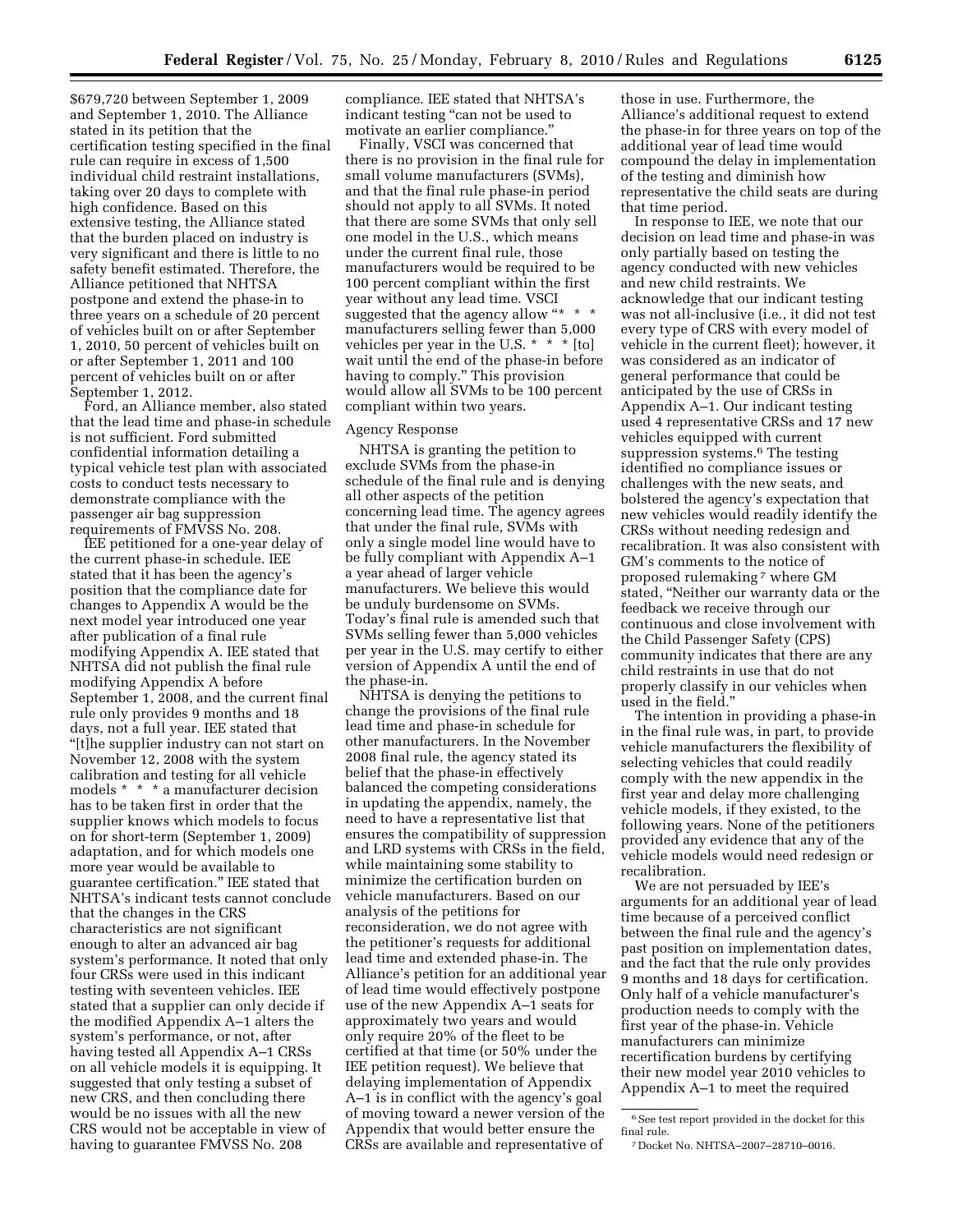$679,720 between September 1, 2009 and September 1, 2010. The Alliance stated in its petition that the certification testing specified in the final rule can require in excess of 1,500 individual child restraint installations, taking over 20 days to complete with high confidence. Based on this extensive testing, the Alliance stated that the burden placed on industry is very significant and there is little to no safety benefit estimated. Therefore, the Alliance petitioned that NHTSA postpone and extend the phase-in to three years on a schedule of 20 percent of vehicles built on or after September 1, 2010, 50 percent of vehicles built on or after September 1, 2011 and 100 percent of vehicles built on or after September 1, 2012.

Ford, an Alliance member, also stated that the lead time and phase-in schedule is not sufficient. Ford submitted confidential information detailing a typical vehicle test plan with associated costs to conduct tests necessary to demonstrate compliance with the passenger air bag suppression requirements of FMVSS No. 208.

IEE petitioned for a one-year delay of the current phase-in schedule. IEE stated that it has been the agency's position that the compliance date for changes to Appendix A would be the next model year introduced one year after publication of a final rule modifying Appendix A. IEE stated that NHTSA did not publish the final rule modifying Appendix A before September 1, 2008, and the current final rule only provides 9 months and 18 days, not a full year. IEE stated that "[t]he supplier industry can not start on November 12, 2008 with the system calibration and testing for all vehicle models * * * a manufacturer decision has to be taken first in order that the supplier knows which models to focus on for short-term (September 1, 2009) adaptation, and for which models one more year would be available to guarantee certification." IEE stated that NHTSA's indicant tests cannot conclude that the changes in the CRS characteristics are not significant enough to alter an advanced air bag system's performance. It noted that only four CRSs were used in this indicant testing with seventeen vehicles. IEE stated that a supplier can only decide if the modified Appendix A–1 alters the system's performance, or not, after having tested all Appendix A–1 CRSs on all vehicle models it is equipping. It suggested that only testing a subset of new CRS, and then concluding there would be no issues with all the new CRS would not be acceptable in view of having to guarantee FMVSS No. 208 compliance. IEE stated that NHTSA's indicant testing "can not be used to motivate an earlier compliance."

Finally, VSCI was concerned that there is no provision in the final rule for small volume manufacturers (SVMs), and that the final rule phase-in period should not apply to all SVMs. It noted that there are some SVMs that only sell one model in the U.S., which means under the current final rule, those manufacturers would be required to be 100 percent compliant within the first year without any lead time. VSCI suggested that the agency allow "* * * manufacturers selling fewer than 5,000 vehicles per year in the U.S. * * * [to] wait until the end of the phase-in before having to comply." This provision would allow all SVMs to be 100 percent compliant within two years.

### Agency Response

NHTSA is granting the petition to exclude SVMs from the phase-in schedule of the final rule and is denying all other aspects of the petition concerning lead time. The agency agrees that under the final rule, SVMs with only a single model line would have to be fully compliant with Appendix A–1 a year ahead of larger vehicle manufacturers. We believe this would be unduly burdensome on SVMs. Today's final rule is amended such that SVMs selling fewer than 5,000 vehicles per year in the U.S. may certify to either version of Appendix A until the end of the phase-in.

NHTSA is denying the petitions to change the provisions of the final rule lead time and phase-in schedule for other manufacturers. In the November 2008 final rule, the agency stated its belief that the phase-in effectively balanced the competing considerations in updating the appendix, namely, the need to have a representative list that ensures the compatibility of suppression and LRD systems with CRSs in the field, while maintaining some stability to minimize the certification burden on vehicle manufacturers. Based on our analysis of the petitions for reconsideration, we do not agree with the petitioner's requests for additional lead time and extended phase-in. The Alliance's petition for an additional year of lead time would effectively postpone use of the new Appendix A–1 seats for approximately two years and would only require 20% of the fleet to be certified at that time (or 50% under the IEE petition request). We believe that delaying implementation of Appendix A–1 is in conflict with the agency's goal of moving toward a newer version of the Appendix that would better ensure the CRSs are available and representative of those in use. Furthermore, the Alliance's additional request to extend the phase-in for three years on top of the additional year of lead time would compound the delay in implementation of the testing and diminish how representative the child seats are during that time period.

In response to IEE, we note that our decision on lead time and phase-in was only partially based on testing the agency conducted with new vehicles and new child restraints. We acknowledge that our indicant testing was not all-inclusive (i.e., it did not test every type of CRS with every model of vehicle in the current fleet); however, it was considered as an indicator of general performance that could be anticipated by the use of CRSs in Appendix A–1. Our indicant testing used 4 representative CRSs and 17 new vehicles equipped with current suppression systems.[6] The testing identified no compliance issues or challenges with the new seats, and bolstered the agency's expectation that new vehicles would readily identify the CRSs without needing redesign and recalibration. It was also consistent with GM's comments to the notice of proposed rulemaking[7] where GM stated, "Neither our warranty data or the feedback we receive through our continuous and close involvement with the Child Passenger Safety (CPS) community indicates that there are any child restraints in use that do not properly classify in our vehicles when used in the field."

The intention in providing a phase-in in the final rule was, in part, to provide vehicle manufacturers the flexibility of selecting vehicles that could readily comply with the new appendix in the first year and delay more challenging vehicle models, if they existed, to the following years. None of the petitioners provided any evidence that any of the vehicle models would need redesign or recalibration.

We are not persuaded by IEE's arguments for an additional year of lead time because of a perceived conflict between the final rule and the agency's past position on implementation dates, and the fact that the rule only provides 9 months and 18 days for certification. Only half of a vehicle manufacturer's production needs to comply with the first year of the phase-in. Vehicle manufacturers can minimize recertification burdens by certifying their new model year 2010 vehicles to Appendix A–1 to meet the required

---

[6] See test report provided in the docket for this final rule.

[7] Docket No. NHTSA–2007–28710–0016.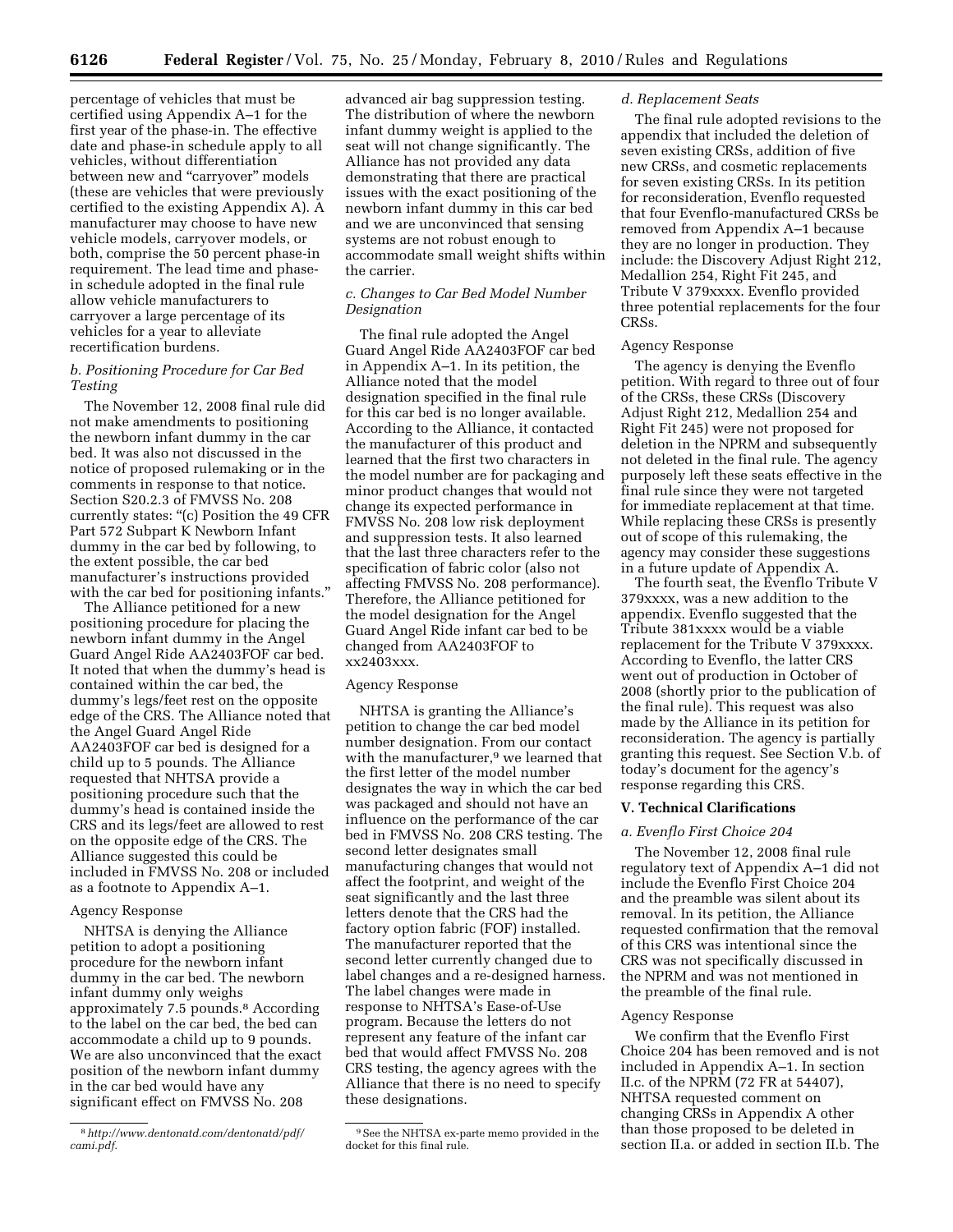percentage of vehicles that must be certified using Appendix A–1 for the first year of the phase-in. The effective date and phase-in schedule apply to all vehicles, without differentiation between new and "carryover" models (these are vehicles that were previously certified to the existing Appendix A). A manufacturer may choose to have new vehicle models, carryover models, or both, comprise the 50 percent phase-in requirement. The lead time and phase-in schedule adopted in the final rule allow vehicle manufacturers to carryover a large percentage of its vehicles for a year to alleviate recertification burdens.

### *b. Positioning Procedure for Car Bed Testing*

The November 12, 2008 final rule did not make amendments to positioning the newborn infant dummy in the car bed. It was also not discussed in the notice of proposed rulemaking or in the comments in response to that notice. Section S20.2.3 of FMVSS No. 208 currently states: "(c) Position the 49 CFR Part 572 Subpart K Newborn Infant dummy in the car bed by following, to the extent possible, the car bed manufacturer's instructions provided with the car bed for positioning infants."

The Alliance petitioned for a new positioning procedure for placing the newborn infant dummy in the Angel Guard Angel Ride AA2403FOF car bed. It noted that when the dummy's head is contained within the car bed, the dummy's legs/feet rest on the opposite edge of the CRS. The Alliance noted that the Angel Guard Angel Ride AA2403FOF car bed is designed for a child up to 5 pounds. The Alliance requested that NHTSA provide a positioning procedure such that the dummy's head is contained inside the CRS and its legs/feet are allowed to rest on the opposite edge of the CRS. The Alliance suggested this could be included in FMVSS No. 208 or included as a footnote to Appendix A–1.

#### Agency Response

NHTSA is denying the Alliance petition to adopt a positioning procedure for the newborn infant dummy in the car bed. The newborn infant dummy only weighs approximately 7.5 pounds.[8] According to the label on the car bed, the bed can accommodate a child up to 9 pounds. We are also unconvinced that the exact position of the newborn infant dummy in the car bed would have any significant effect on FMVSS No. 208 advanced air bag suppression testing. The distribution of where the newborn infant dummy weight is applied to the seat will not change significantly. The Alliance has not provided any data demonstrating that there are practical issues with the exact positioning of the newborn infant dummy in this car bed and we are unconvinced that sensing systems are not robust enough to accommodate small weight shifts within the carrier.

### *c. Changes to Car Bed Model Number Designation*

The final rule adopted the Angel Guard Angel Ride AA2403FOF car bed in Appendix A–1. In its petition, the Alliance noted that the model designation specified in the final rule for this car bed is no longer available. According to the Alliance, it contacted the manufacturer of this product and learned that the first two characters in the model number are for packaging and minor product changes that would not change its expected performance in FMVSS No. 208 low risk deployment and suppression tests. It also learned that the last three characters refer to the specification of fabric color (also not affecting FMVSS No. 208 performance). Therefore, the Alliance petitioned for the model designation for the Angel Guard Angel Ride infant car bed to be changed from AA2403FOF to xx2403xxx.

#### Agency Response

NHTSA is granting the Alliance's petition to change the car bed model number designation. From our contact with the manufacturer,[9] we learned that the first letter of the model number designates the way in which the car bed was packaged and should not have an influence on the performance of the car bed in FMVSS No. 208 CRS testing. The second letter designates small manufacturing changes that would not affect the footprint, and weight of the seat significantly and the last three letters denote that the CRS had the factory option fabric (FOF) installed. The manufacturer reported that the second letter currently changed due to label changes and a re-designed harness. The label changes were made in response to NHTSA's Ease-of-Use program. Because the letters do not represent any feature of the infant car bed that would affect FMVSS No. 208 CRS testing, the agency agrees with the Alliance that there is no need to specify these designations.

### *d. Replacement Seats*

The final rule adopted revisions to the appendix that included the deletion of seven existing CRSs, addition of five new CRSs, and cosmetic replacements for seven existing CRSs. In its petition for reconsideration, Evenflo requested that four Evenflo-manufactured CRSs be removed from Appendix A–1 because they are no longer in production. They include: the Discovery Adjust Right 212, Medallion 254, Right Fit 245, and Tribute V 379xxxx. Evenflo provided three potential replacements for the four CRSs.

#### Agency Response

The agency is denying the Evenflo petition. With regard to three out of four of the CRSs, these CRSs (Discovery Adjust Right 212, Medallion 254 and Right Fit 245) were not proposed for deletion in the NPRM and subsequently not deleted in the final rule. The agency purposely left these seats effective in the final rule since they were not targeted for immediate replacement at that time. While replacing these CRSs is presently out of scope of this rulemaking, the agency may consider these suggestions in a future update of Appendix A.

The fourth seat, the Evenflo Tribute V 379xxxx, was a new addition to the appendix. Evenflo suggested that the Tribute 381xxxx would be a viable replacement for the Tribute V 379xxxx. According to Evenflo, the latter CRS went out of production in October of 2008 (shortly prior to the publication of the final rule). This request was also made by the Alliance in its petition for reconsideration. The agency is partially granting this request. See Section V.b. of today's document for the agency's response regarding this CRS.

## V. Technical Clarifications

### *a. Evenflo First Choice 204*

The November 12, 2008 final rule regulatory text of Appendix A–1 did not include the Evenflo First Choice 204 and the preamble was silent about its removal. In its petition, the Alliance requested confirmation that the removal of this CRS was intentional since the CRS was not specifically discussed in the NPRM and was not mentioned in the preamble of the final rule.

#### Agency Response

We confirm that the Evenflo First Choice 204 has been removed and is not included in Appendix A–1. In section II.c. of the NPRM (72 FR at 54407), NHTSA requested comment on changing CRSs in Appendix A other than those proposed to be deleted in section II.a. or added in section II.b. The

---

[8] *http://www.dentonatd.com/dentonatd/pdf/cami.pdf.*

[9] See the NHTSA ex-parte memo provided in the docket for this final rule.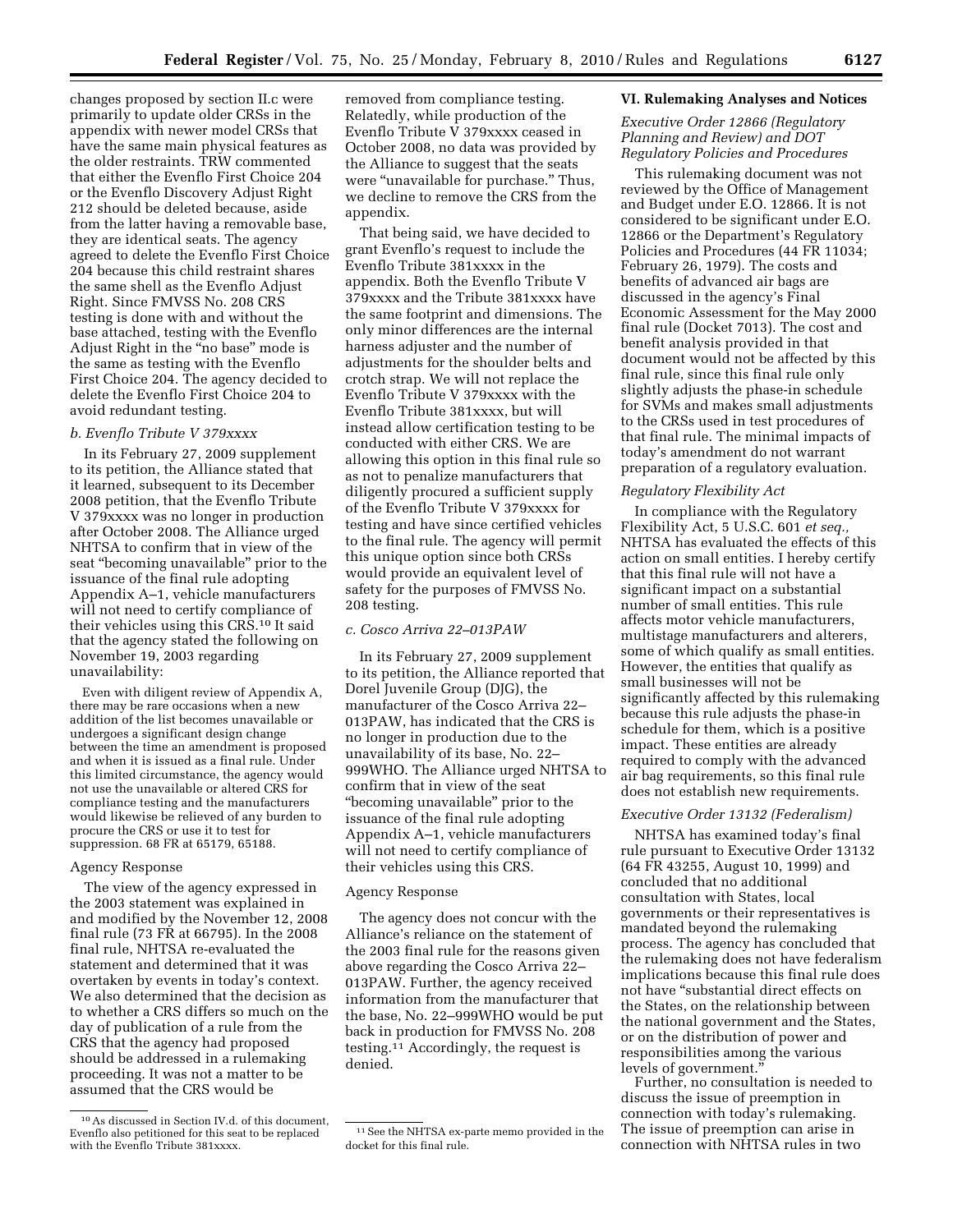changes proposed by section II.c were primarily to update older CRSs in the appendix with newer model CRSs that have the same main physical features as the older restraints. TRW commented that either the Evenflo First Choice 204 or the Evenflo Discovery Adjust Right 212 should be deleted because, aside from the latter having a removable base, they are identical seats. The agency agreed to delete the Evenflo First Choice 204 because this child restraint shares the same shell as the Evenflo Adjust Right. Since FMVSS No. 208 CRS testing is done with and without the base attached, testing with the Evenflo Adjust Right in the "no base" mode is the same as testing with the Evenflo First Choice 204. The agency decided to delete the Evenflo First Choice 204 to avoid redundant testing.

### *b. Evenflo Tribute V 379xxxx*

In its February 27, 2009 supplement to its petition, the Alliance stated that it learned, subsequent to its December 2008 petition, that the Evenflo Tribute V 379xxxx was no longer in production after October 2008. The Alliance urged NHTSA to confirm that in view of the seat "becoming unavailable" prior to the issuance of the final rule adopting Appendix A–1, vehicle manufacturers will not need to certify compliance of their vehicles using this CRS.[10] It said that the agency stated the following on November 19, 2003 regarding unavailability:

> Even with diligent review of Appendix A, there may be rare occasions when a new addition of the list becomes unavailable or undergoes a significant design change between the time an amendment is proposed and when it is issued as a final rule. Under this limited circumstance, the agency would not use the unavailable or altered CRS for compliance testing and the manufacturers would likewise be relieved of any burden to procure the CRS or use it to test for suppression. 68 FR at 65179, 65188.

#### Agency Response

The view of the agency expressed in the 2003 statement was explained in and modified by the November 12, 2008 final rule (73 FR at 66795). In the 2008 final rule, NHTSA re-evaluated the statement and determined that it was overtaken by events in today's context. We also determined that the decision as to whether a CRS differs so much on the day of publication of a rule from the CRS that the agency had proposed should be addressed in a rulemaking proceeding. It was not a matter to be assumed that the CRS would be removed from compliance testing. Relatedly, while production of the Evenflo Tribute V 379xxxx ceased in October 2008, no data was provided by the Alliance to suggest that the seats were "unavailable for purchase." Thus, we decline to remove the CRS from the appendix.

That being said, we have decided to grant Evenflo's request to include the Evenflo Tribute 381xxxx in the appendix. Both the Evenflo Tribute V 379xxxx and the Tribute 381xxxx have the same footprint and dimensions. The only minor differences are the internal harness adjuster and the number of adjustments for the shoulder belts and crotch strap. We will not replace the Evenflo Tribute V 379xxxx with the Evenflo Tribute 381xxxx, but will instead allow certification testing to be conducted with either CRS. We are allowing this option in this final rule so as not to penalize manufacturers that diligently procured a sufficient supply of the Evenflo Tribute V 379xxxx for testing and have since certified vehicles to the final rule. The agency will permit this unique option since both CRSs would provide an equivalent level of safety for the purposes of FMVSS No. 208 testing.

### *c. Cosco Arriva 22–013PAW*

In its February 27, 2009 supplement to its petition, the Alliance reported that Dorel Juvenile Group (DJG), the manufacturer of the Cosco Arriva 22–013PAW, has indicated that the CRS is no longer in production due to the unavailability of its base, No. 22–999WHO. The Alliance urged NHTSA to confirm that in view of the seat "becoming unavailable" prior to the issuance of the final rule adopting Appendix A–1, vehicle manufacturers will not need to certify compliance of their vehicles using this CRS.

#### Agency Response

The agency does not concur with the Alliance's reliance on the statement of the 2003 final rule for the reasons given above regarding the Cosco Arriva 22–013PAW. Further, the agency received information from the manufacturer that the base, No. 22–999WHO would be put back in production for FMVSS No. 208 testing.[11] Accordingly, the request is denied.

## VI. Rulemaking Analyses and Notices

### *Executive Order 12866 (Regulatory Planning and Review) and DOT Regulatory Policies and Procedures*

This rulemaking document was not reviewed by the Office of Management and Budget under E.O. 12866. It is not considered to be significant under E.O. 12866 or the Department's Regulatory Policies and Procedures (44 FR 11034; February 26, 1979). The costs and benefits of advanced air bags are discussed in the agency's Final Economic Assessment for the May 2000 final rule (Docket 7013). The cost and benefit analysis provided in that document would not be affected by this final rule, since this final rule only slightly adjusts the phase-in schedule for SVMs and makes small adjustments to the CRSs used in test procedures of that final rule. The minimal impacts of today's amendment do not warrant preparation of a regulatory evaluation.

### *Regulatory Flexibility Act*

In compliance with the Regulatory Flexibility Act, 5 U.S.C. 601 *et seq.,* NHTSA has evaluated the effects of this action on small entities. I hereby certify that this final rule will not have a significant impact on a substantial number of small entities. This rule affects motor vehicle manufacturers, multistage manufacturers and alterers, some of which qualify as small entities. However, the entities that qualify as small businesses will not be significantly affected by this rulemaking because this rule adjusts the phase-in schedule for them, which is a positive impact. These entities are already required to comply with the advanced air bag requirements, so this final rule does not establish new requirements.

### *Executive Order 13132 (Federalism)*

NHTSA has examined today's final rule pursuant to Executive Order 13132 (64 FR 43255, August 10, 1999) and concluded that no additional consultation with States, local governments or their representatives is mandated beyond the rulemaking process. The agency has concluded that the rulemaking does not have federalism implications because this final rule does not have "substantial direct effects on the States, on the relationship between the national government and the States, or on the distribution of power and responsibilities among the various levels of government."

Further, no consultation is needed to discuss the issue of preemption in connection with today's rulemaking. The issue of preemption can arise in connection with NHTSA rules in two

---

[10] As discussed in Section IV.d. of this document, Evenflo also petitioned for this seat to be replaced with the Evenflo Tribute 381xxxx.

[11] See the NHTSA ex-parte memo provided in the docket for this final rule.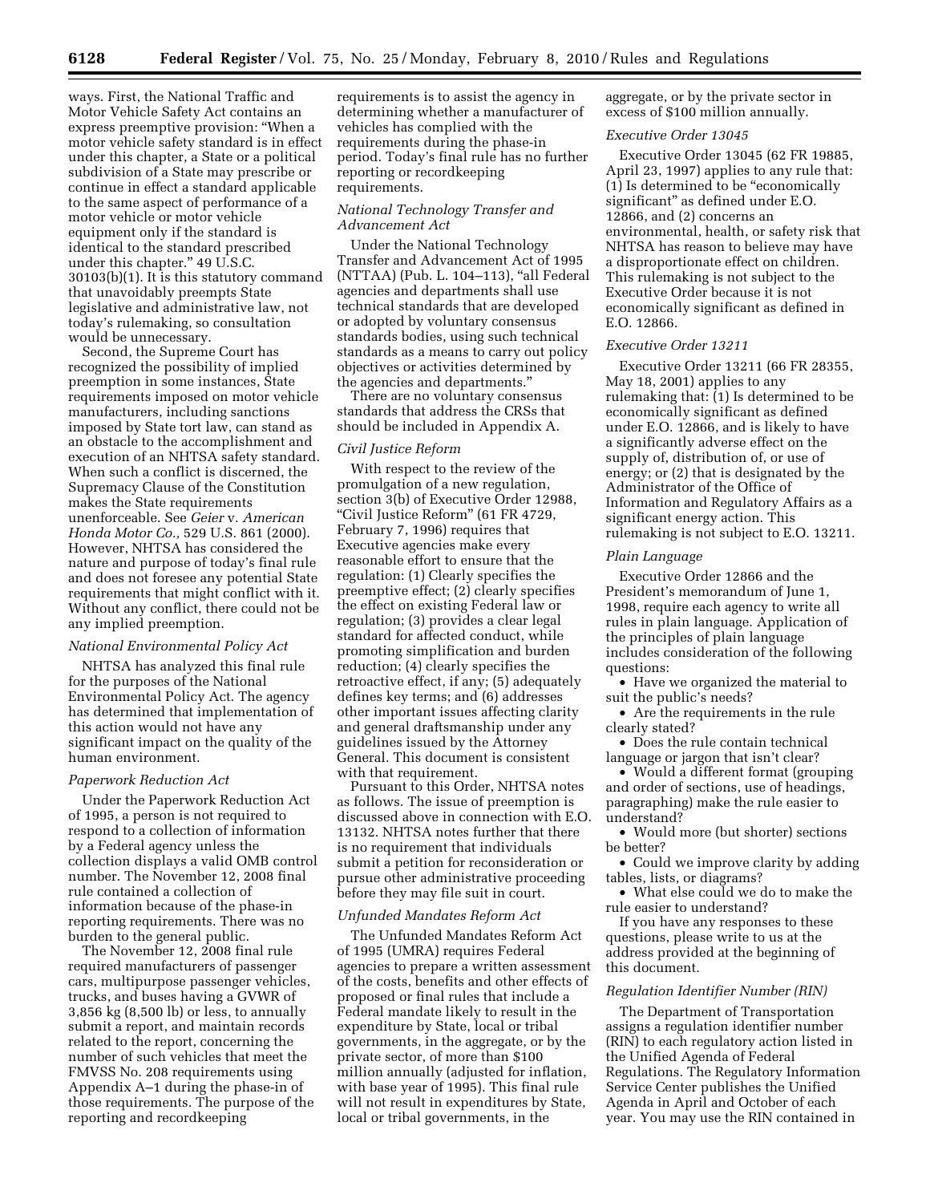ways. First, the National Traffic and Motor Vehicle Safety Act contains an express preemptive provision: "When a motor vehicle safety standard is in effect under this chapter, a State or a political subdivision of a State may prescribe or continue in effect a standard applicable to the same aspect of performance of a motor vehicle or motor vehicle equipment only if the standard is identical to the standard prescribed under this chapter." 49 U.S.C. 30103(b)(1). It is this statutory command that unavoidably preempts State legislative and administrative law, not today's rulemaking, so consultation would be unnecessary.

Second, the Supreme Court has recognized the possibility of implied preemption in some instances, State requirements imposed on motor vehicle manufacturers, including sanctions imposed by State tort law, can stand as an obstacle to the accomplishment and execution of an NHTSA safety standard. When such a conflict is discerned, the Supremacy Clause of the Constitution makes the State requirements unenforceable. See *Geier* v. *American Honda Motor Co.,* 529 U.S. 861 (2000). However, NHTSA has considered the nature and purpose of today's final rule and does not foresee any potential State requirements that might conflict with it. Without any conflict, there could not be any implied preemption.

### *National Environmental Policy Act*

NHTSA has analyzed this final rule for the purposes of the National Environmental Policy Act. The agency has determined that implementation of this action would not have any significant impact on the quality of the human environment.

### *Paperwork Reduction Act*

Under the Paperwork Reduction Act of 1995, a person is not required to respond to a collection of information by a Federal agency unless the collection displays a valid OMB control number. The November 12, 2008 final rule contained a collection of information because of the phase-in reporting requirements. There was no burden to the general public.

The November 12, 2008 final rule required manufacturers of passenger cars, multipurpose passenger vehicles, trucks, and buses having a GVWR of 3,856 kg (8,500 lb) or less, to annually submit a report, and maintain records related to the report, concerning the number of such vehicles that meet the FMVSS No. 208 requirements using Appendix A–1 during the phase-in of those requirements. The purpose of the reporting and recordkeeping requirements is to assist the agency in determining whether a manufacturer of vehicles has complied with the requirements during the phase-in period. Today's final rule has no further reporting or recordkeeping requirements.

### *National Technology Transfer and Advancement Act*

Under the National Technology Transfer and Advancement Act of 1995 (NTTAA) (Pub. L. 104–113), "all Federal agencies and departments shall use technical standards that are developed or adopted by voluntary consensus standards bodies, using such technical standards as a means to carry out policy objectives or activities determined by the agencies and departments."

There are no voluntary consensus standards that address the CRSs that should be included in Appendix A.

### *Civil Justice Reform*

With respect to the review of the promulgation of a new regulation, section 3(b) of Executive Order 12988, "Civil Justice Reform" (61 FR 4729, February 7, 1996) requires that Executive agencies make every reasonable effort to ensure that the regulation: (1) Clearly specifies the preemptive effect; (2) clearly specifies the effect on existing Federal law or regulation; (3) provides a clear legal standard for affected conduct, while promoting simplification and burden reduction; (4) clearly specifies the retroactive effect, if any; (5) adequately defines key terms; and (6) addresses other important issues affecting clarity and general draftsmanship under any guidelines issued by the Attorney General. This document is consistent with that requirement.

Pursuant to this Order, NHTSA notes as follows. The issue of preemption is discussed above in connection with E.O. 13132. NHTSA notes further that there is no requirement that individuals submit a petition for reconsideration or pursue other administrative proceeding before they may file suit in court.

### *Unfunded Mandates Reform Act*

The Unfunded Mandates Reform Act of 1995 (UMRA) requires Federal agencies to prepare a written assessment of the costs, benefits and other effects of proposed or final rules that include a Federal mandate likely to result in the expenditure by State, local or tribal governments, in the aggregate, or by the private sector, of more than $100 million annually (adjusted for inflation, with base year of 1995). This final rule will not result in expenditures by State, local or tribal governments, in the aggregate, or by the private sector in excess of $100 million annually.

### *Executive Order 13045*

Executive Order 13045 (62 FR 19885, April 23, 1997) applies to any rule that: (1) Is determined to be "economically significant" as defined under E.O. 12866, and (2) concerns an environmental, health, or safety risk that NHTSA has reason to believe may have a disproportionate effect on children. This rulemaking is not subject to the Executive Order because it is not economically significant as defined in E.O. 12866.

### *Executive Order 13211*

Executive Order 13211 (66 FR 28355, May 18, 2001) applies to any rulemaking that: (1) Is determined to be economically significant as defined under E.O. 12866, and is likely to have a significantly adverse effect on the supply of, distribution of, or use of energy; or (2) that is designated by the Administrator of the Office of Information and Regulatory Affairs as a significant energy action. This rulemaking is not subject to E.O. 13211.

### *Plain Language*

Executive Order 12866 and the President's memorandum of June 1, 1998, require each agency to write all rules in plain language. Application of the principles of plain language includes consideration of the following questions:

- Have we organized the material to suit the public's needs?
- Are the requirements in the rule clearly stated?
- Does the rule contain technical language or jargon that isn't clear?
- Would a different format (grouping and order of sections, use of headings, paragraphing) make the rule easier to understand?
- Would more (but shorter) sections be better?
- Could we improve clarity by adding tables, lists, or diagrams?
- What else could we do to make the rule easier to understand?

If you have any responses to these questions, please write to us at the address provided at the beginning of this document.

### *Regulation Identifier Number (RIN)*

The Department of Transportation assigns a regulation identifier number (RIN) to each regulatory action listed in the Unified Agenda of Federal Regulations. The Regulatory Information Service Center publishes the Unified Agenda in April and October of each year. You may use the RIN contained in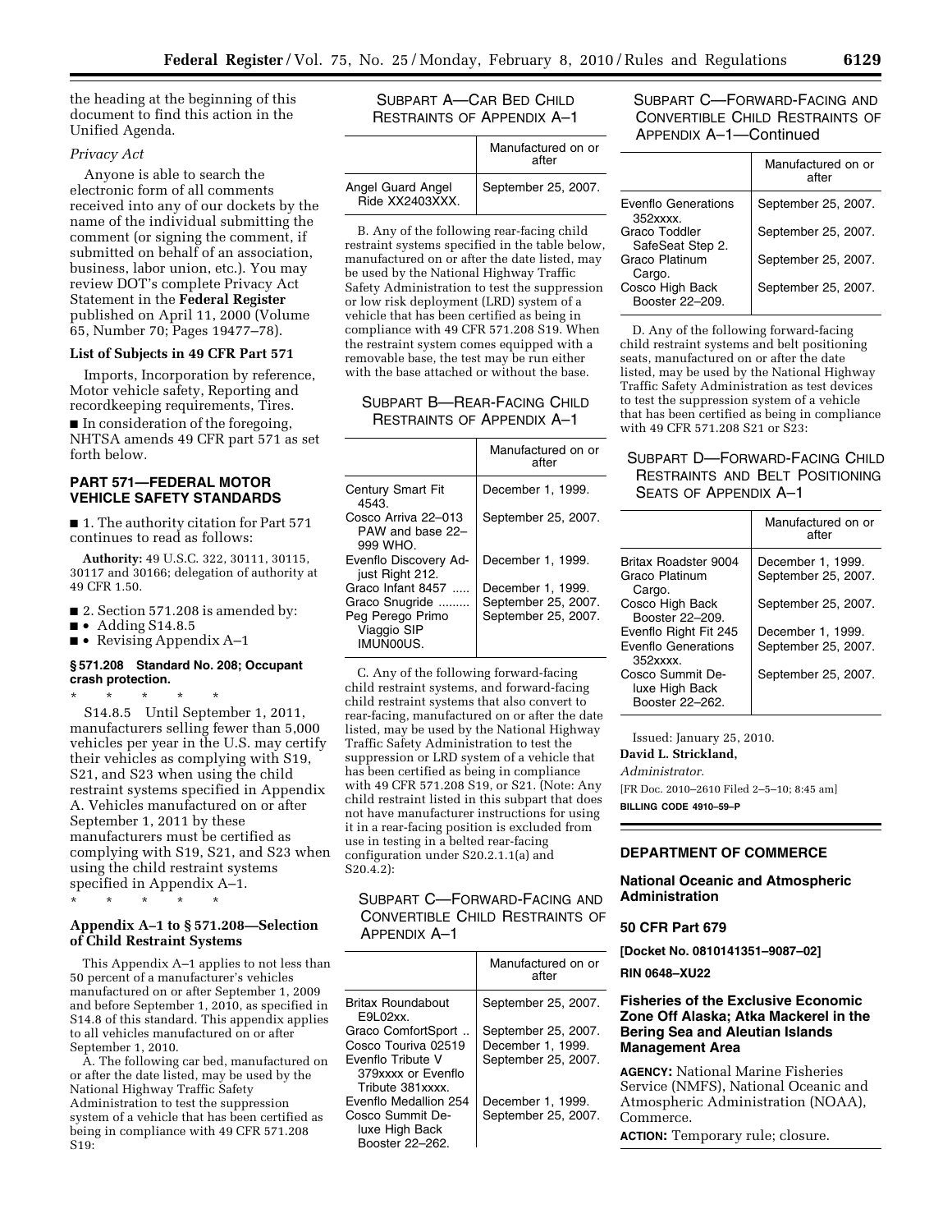the heading at the beginning of this document to find this action in the Unified Agenda.

*Privacy Act*

Anyone is able to search the electronic form of all comments received into any of our dockets by the name of the individual submitting the comment (or signing the comment, if submitted on behalf of an association, business, labor union, etc.). You may review DOT's complete Privacy Act Statement in the **Federal Register** published on April 11, 2000 (Volume 65, Number 70; Pages 19477–78).

**List of Subjects in 49 CFR Part 571**

Imports, Incorporation by reference, Motor vehicle safety, Reporting and recordkeeping requirements, Tires.

■ In consideration of the foregoing, NHTSA amends 49 CFR part 571 as set forth below.

## PART 571—FEDERAL MOTOR VEHICLE SAFETY STANDARDS

■ 1. The authority citation for Part 571 continues to read as follows:

**Authority:** 49 U.S.C. 322, 30111, 30115, 30117 and 30166; delegation of authority at 49 CFR 1.50.

■ 2. Section 571.208 is amended by:

■ • Adding S14.8.5

■ • Revising Appendix A–1

### § 571.208 Standard No. 208; Occupant crash protection.

\* \* \* \* \*

S14.8.5 Until September 1, 2011, manufacturers selling fewer than 5,000 vehicles per year in the U.S. may certify their vehicles as complying with S19, S21, and S23 when using the child restraint systems specified in Appendix A. Vehicles manufactured on or after September 1, 2011 by these manufacturers must be certified as complying with S19, S21, and S23 when using the child restraint systems specified in Appendix A–1.

\* \* \* \* \*

### Appendix A–1 to § 571.208—Selection of Child Restraint Systems

This Appendix A–1 applies to not less than 50 percent of a manufacturer's vehicles manufactured on or after September 1, 2009 and before September 1, 2010, as specified in S14.8 of this standard. This appendix applies to all vehicles manufactured on or after September 1, 2010.

A. The following car bed, manufactured on or after the date listed, may be used by the National Highway Traffic Safety Administration to test the suppression system of a vehicle that has been certified as being in compliance with 49 CFR 571.208 S19:

SUBPART A—CAR BED CHILD RESTRAINTS OF APPENDIX A–1

| | Manufactured on or after |
|---|---|
| Angel Guard Angel Ride XX2403XXX. | September 25, 2007. |

B. Any of the following rear-facing child restraint systems specified in the table below, manufactured on or after the date listed, may be used by the National Highway Traffic Safety Administration to test the suppression or low risk deployment (LRD) system of a vehicle that has been certified as being in compliance with 49 CFR 571.208 S19. When the restraint system comes equipped with a removable base, the test may be run either with the base attached or without the base.

SUBPART B—REAR-FACING CHILD RESTRAINTS OF APPENDIX A–1

| | Manufactured on or after |
|---|---|
| Century Smart Fit 4543. | December 1, 1999. |
| Cosco Arriva 22–013 PAW and base 22–999 WHO. | September 25, 2007. |
| Evenflo Discovery Adjust Right 212. | December 1, 1999. |
| Graco Infant 8457 | December 1, 1999. |
| Graco Snugride | September 25, 2007. |
| Peg Perego Primo Viaggio SIP IMUN00US. | September 25, 2007. |

C. Any of the following forward-facing child restraint systems, and forward-facing child restraint systems that also convert to rear-facing, manufactured on or after the date listed, may be used by the National Highway Traffic Safety Administration to test the suppression or LRD system of a vehicle that has been certified as being in compliance with 49 CFR 571.208 S19, or S21. (Note: Any child restraint listed in this subpart that does not have manufacturer instructions for using it in a rear-facing position is excluded from use in testing in a belted rear-facing configuration under S20.2.1.1(a) and S20.4.2):

SUBPART C—FORWARD-FACING AND CONVERTIBLE CHILD RESTRAINTS OF APPENDIX A–1

| | Manufactured on or after |
|---|---|
| Britax Roundabout E9L02xx. | September 25, 2007. |
| Graco ComfortSport | September 25, 2007. |
| Cosco Touriva 02519 | December 1, 1999. |
| Evenflo Tribute V 379xxxx or Evenflo Tribute 381xxxx. | September 25, 2007. |
| Evenflo Medallion 254 | December 1, 1999. |
| Cosco Summit Deluxe High Back Booster 22–262. | September 25, 2007. |
| Evenflo Generations 352xxxx. | September 25, 2007. |
| Graco Toddler SafeSeat Step 2. | September 25, 2007. |
| Graco Platinum Cargo. | September 25, 2007. |
| Cosco High Back Booster 22–209. | September 25, 2007. |

D. Any of the following forward-facing child restraint systems and belt positioning seats, manufactured on or after the date listed, may be used by the National Highway Traffic Safety Administration as test devices to test the suppression system of a vehicle that has been certified as being in compliance with 49 CFR 571.208 S21 or S23:

SUBPART D—FORWARD-FACING CHILD RESTRAINTS AND BELT POSITIONING SEATS OF APPENDIX A–1

| | Manufactured on or after |
|---|---|
| Britax Roadster 9004 | December 1, 1999. |
| Graco Platinum Cargo. | September 25, 2007. |
| Cosco High Back Booster 22–209. | September 25, 2007. |
| Evenflo Right Fit 245 | December 1, 1999. |
| Evenflo Generations 352xxxx. | September 25, 2007. |
| Cosco Summit Deluxe High Back Booster 22–262. | September 25, 2007. |

Issued: January 25, 2010.

**David L. Strickland,**

*Administrator.*

[FR Doc. 2010–2610 Filed 2–5–10; 8:45 am]

**BILLING CODE 4910–59–P**

## DEPARTMENT OF COMMERCE

## National Oceanic and Atmospheric Administration

## 50 CFR Part 679

**[Docket No. 0810141351–9087–02]**

**RIN 0648–XU22**

## Fisheries of the Exclusive Economic Zone Off Alaska; Atka Mackerel in the Bering Sea and Aleutian Islands Management Area

**AGENCY:** National Marine Fisheries Service (NMFS), National Oceanic and Atmospheric Administration (NOAA), Commerce.

**ACTION:** Temporary rule; closure.